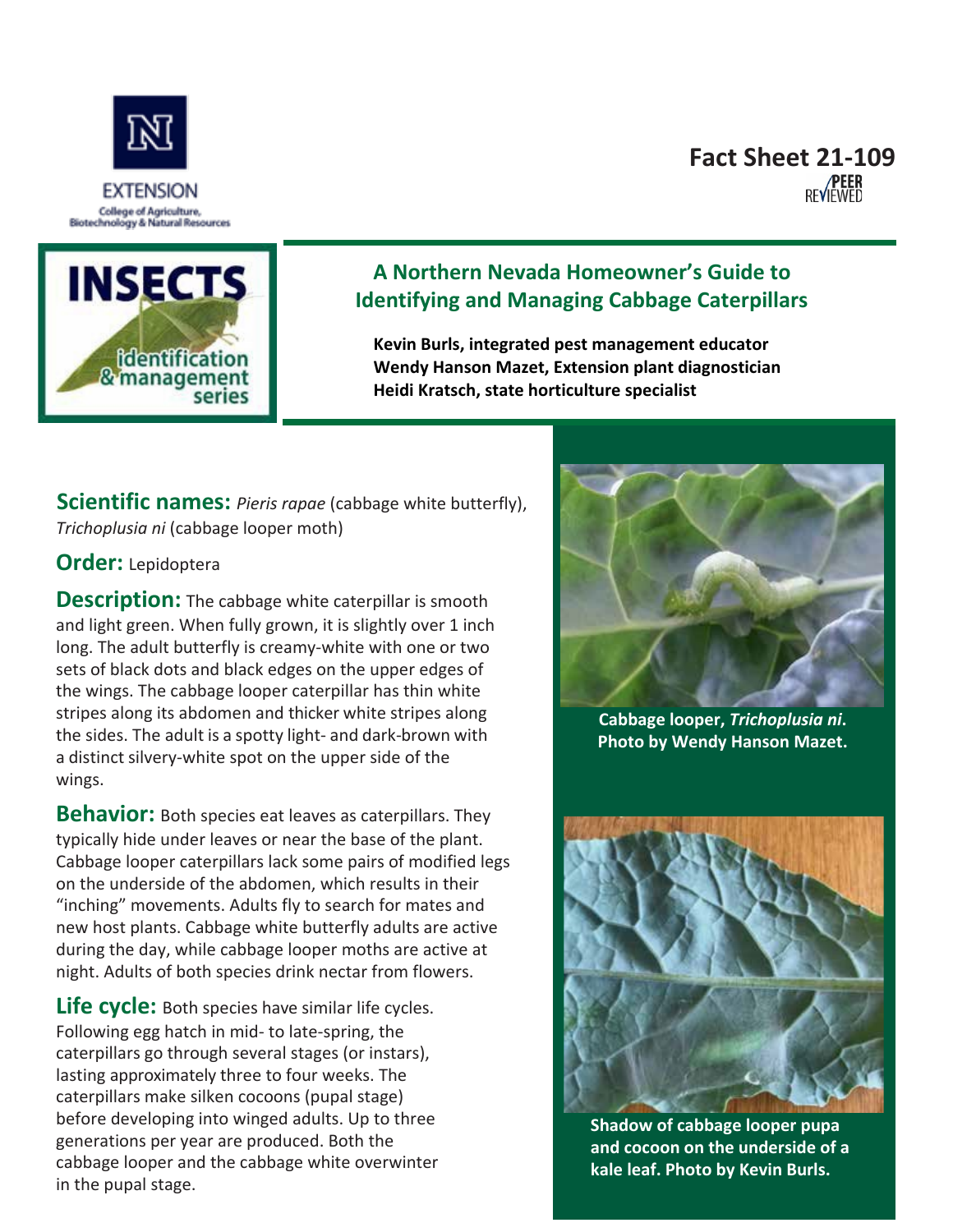EXTENSION

College of Agriculture, Biotechnology & Natural Resources

**Fact Sheet 21-109**

PEER REVIEWED

INSECTS identification & management series

# A Northern Nevada Homeowner's Guide to Identifying and Managing Cabbage Caterpillars

**Kevin Burls, integrated pest management educator**
**Wendy Hanson Mazet, Extension plant diagnostician**
**Heidi Kratsch, state horticulture specialist**

**Scientific names:** *Pieris rapae* (cabbage white butterfly), *Trichoplusia ni* (cabbage looper moth)

**Order:** Lepidoptera

**Description:** The cabbage white caterpillar is smooth and light green. When fully grown, it is slightly over 1 inch long. The adult butterfly is creamy-white with one or two sets of black dots and black edges on the upper edges of the wings. The cabbage looper caterpillar has thin white stripes along its abdomen and thicker white stripes along the sides. The adult is a spotty light- and dark-brown with a distinct silvery-white spot on the upper side of the wings.

**Behavior:** Both species eat leaves as caterpillars. They typically hide under leaves or near the base of the plant. Cabbage looper caterpillars lack some pairs of modified legs on the underside of the abdomen, which results in their "inching" movements. Adults fly to search for mates and new host plants. Cabbage white butterfly adults are active during the day, while cabbage looper moths are active at night. Adults of both species drink nectar from flowers.

**Life cycle:** Both species have similar life cycles. Following egg hatch in mid- to late-spring, the caterpillars go through several stages (or instars), lasting approximately three to four weeks. The caterpillars make silken cocoons (pupal stage) before developing into winged adults. Up to three generations per year are produced. Both the cabbage looper and the cabbage white overwinter in the pupal stage.

**Cabbage looper, *Trichoplusia ni*. Photo by Wendy Hanson Mazet.**

**Shadow of cabbage looper pupa and cocoon on the underside of a kale leaf. Photo by Kevin Burls.**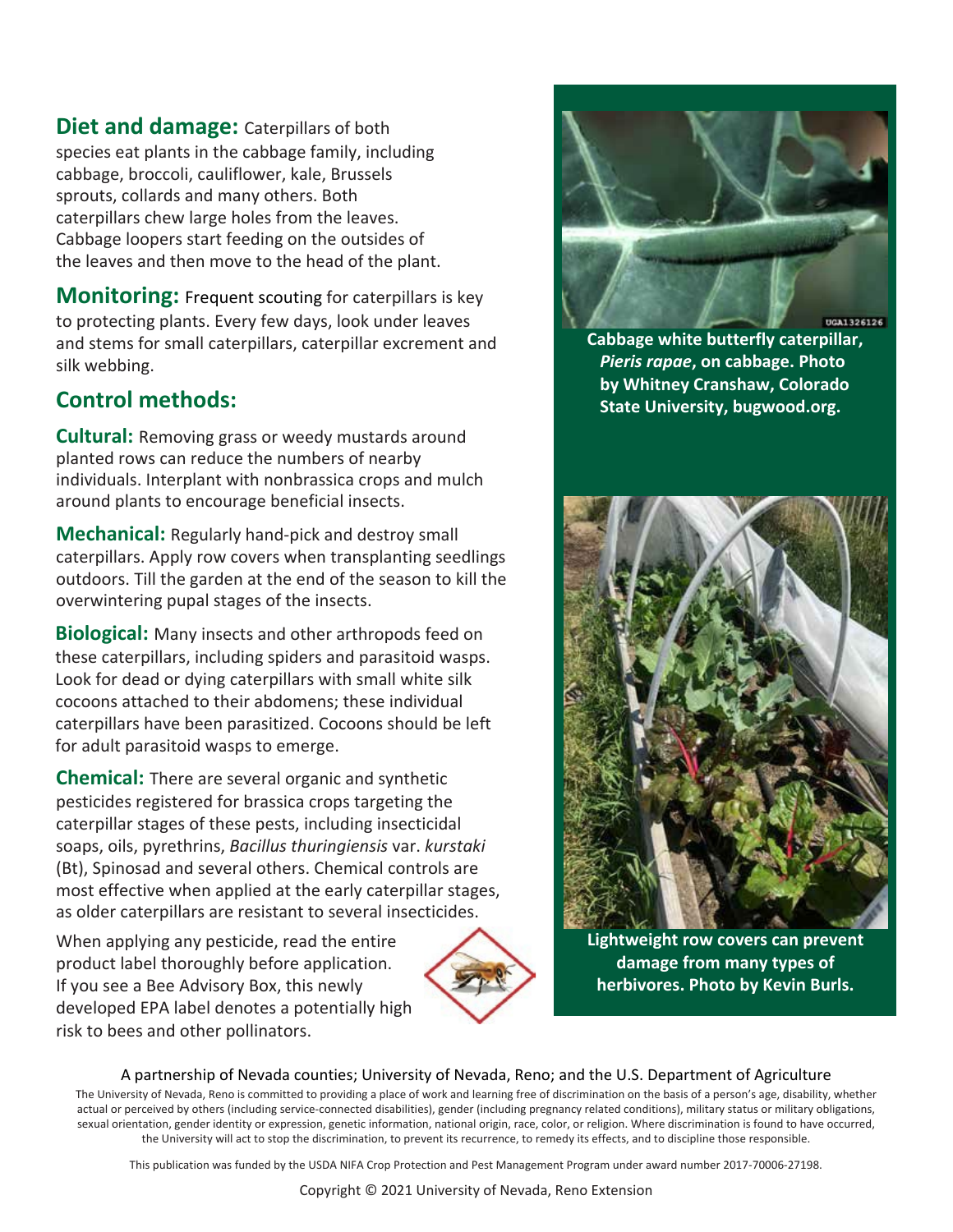## Diet and damage:

Caterpillars of both species eat plants in the cabbage family, including cabbage, broccoli, cauliflower, kale, Brussels sprouts, collards and many others. Both caterpillars chew large holes from the leaves. Cabbage loopers start feeding on the outsides of the leaves and then move to the head of the plant.

## Monitoring:

Frequent scouting for caterpillars is key to protecting plants. Every few days, look under leaves and stems for small caterpillars, caterpillar excrement and silk webbing.

## Control methods:

**Cultural:** Removing grass or weedy mustards around planted rows can reduce the numbers of nearby individuals. Interplant with nonbrassica crops and mulch around plants to encourage beneficial insects.

**Mechanical:** Regularly hand-pick and destroy small caterpillars. Apply row covers when transplanting seedlings outdoors. Till the garden at the end of the season to kill the overwintering pupal stages of the insects.

**Biological:** Many insects and other arthropods feed on these caterpillars, including spiders and parasitoid wasps. Look for dead or dying caterpillars with small white silk cocoons attached to their abdomens; these individual caterpillars have been parasitized. Cocoons should be left for adult parasitoid wasps to emerge.

**Chemical:** There are several organic and synthetic pesticides registered for brassica crops targeting the caterpillar stages of these pests, including insecticidal soaps, oils, pyrethrins, *Bacillus thuringiensis* var. *kurstaki* (Bt), Spinosad and several others. Chemical controls are most effective when applied at the early caterpillar stages, as older caterpillars are resistant to several insecticides.

When applying any pesticide, read the entire product label thoroughly before application. If you see a Bee Advisory Box, this newly developed EPA label denotes a potentially high risk to bees and other pollinators.

**Cabbage white butterfly caterpillar, *Pieris rapae*, on cabbage. Photo by Whitney Cranshaw, Colorado State University, bugwood.org.**

**Lightweight row covers can prevent damage from many types of herbivores. Photo by Kevin Burls.**

A partnership of Nevada counties; University of Nevada, Reno; and the U.S. Department of Agriculture

The University of Nevada, Reno is committed to providing a place of work and learning free of discrimination on the basis of a person's age, disability, whether actual or perceived by others (including service-connected disabilities), gender (including pregnancy related conditions), military status or military obligations, sexual orientation, gender identity or expression, genetic information, national origin, race, color, or religion. Where discrimination is found to have occurred, the University will act to stop the discrimination, to prevent its recurrence, to remedy its effects, and to discipline those responsible.

This publication was funded by the USDA NIFA Crop Protection and Pest Management Program under award number 2017-70006-27198.

Copyright © 2021 University of Nevada, Reno Extension